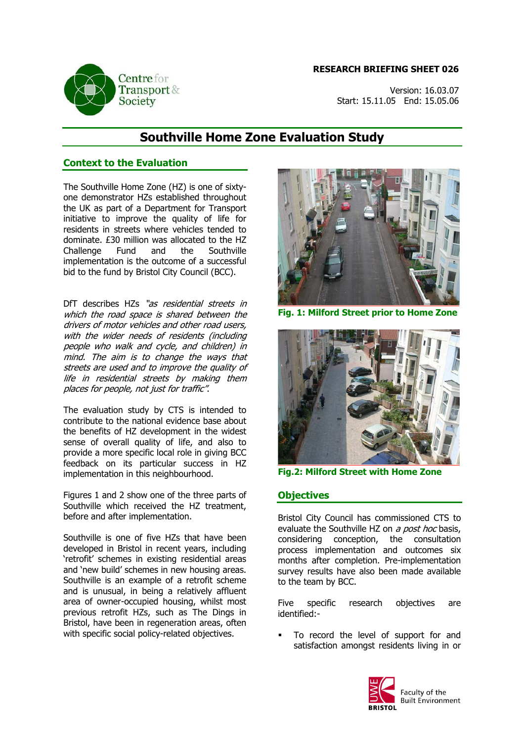**RESEARCH BRIEFING SHEET 026**

Version: 16.03.07
Start: 15.11.05 End: 15.05.06

# Southville Home Zone Evaluation Study

## Context to the Evaluation

The Southville Home Zone (HZ) is one of sixty-one demonstrator HZs established throughout the UK as part of a Department for Transport initiative to improve the quality of life for residents in streets where vehicles tended to dominate. £30 million was allocated to the HZ Challenge Fund and the Southville implementation is the outcome of a successful bid to the fund by Bristol City Council (BCC).

DfT describes HZs *"as residential streets in which the road space is shared between the drivers of motor vehicles and other road users, with the wider needs of residents (including people who walk and cycle, and children) in mind. The aim is to change the ways that streets are used and to improve the quality of life in residential streets by making them places for people, not just for traffic"*.

The evaluation study by CTS is intended to contribute to the national evidence base about the benefits of HZ development in the widest sense of overall quality of life, and also to provide a more specific local role in giving BCC feedback on its particular success in HZ implementation in this neighbourhood.

Figures 1 and 2 show one of the three parts of Southville which received the HZ treatment, before and after implementation.

Southville is one of five HZs that have been developed in Bristol in recent years, including 'retrofit' schemes in existing residential areas and 'new build' schemes in new housing areas. Southville is an example of a retrofit scheme and is unusual, in being a relatively affluent area of owner-occupied housing, whilst most previous retrofit HZs, such as The Dings in Bristol, have been in regeneration areas, often with specific social policy-related objectives.

**Fig. 1: Milford Street prior to Home Zone**

**Fig.2: Milford Street with Home Zone**

## Objectives

Bristol City Council has commissioned CTS to evaluate the Southville HZ on *a post hoc* basis, considering conception, the consultation process implementation and outcomes six months after completion. Pre-implementation survey results have also been made available to the team by BCC.

Five specific research objectives are identified:-

- To record the level of support for and satisfaction amongst residents living in or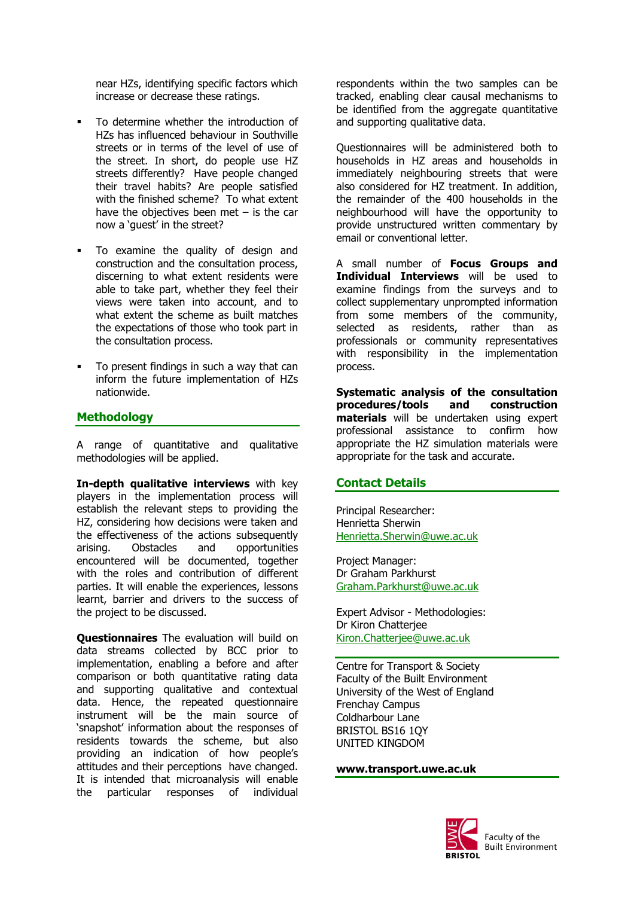near HZs, identifying specific factors which increase or decrease these ratings.

- To determine whether the introduction of HZs has influenced behaviour in Southville streets or in terms of the level of use of the street. In short, do people use HZ streets differently? Have people changed their travel habits? Are people satisfied with the finished scheme? To what extent have the objectives been met – is the car now a 'guest' in the street?

- To examine the quality of design and construction and the consultation process, discerning to what extent residents were able to take part, whether they feel their views were taken into account, and to what extent the scheme as built matches the expectations of those who took part in the consultation process.

- To present findings in such a way that can inform the future implementation of HZs nationwide.

## Methodology

A range of quantitative and qualitative methodologies will be applied.

**In-depth qualitative interviews** with key players in the implementation process will establish the relevant steps to providing the HZ, considering how decisions were taken and the effectiveness of the actions subsequently arising. Obstacles and opportunities encountered will be documented, together with the roles and contribution of different parties. It will enable the experiences, lessons learnt, barrier and drivers to the success of the project to be discussed.

**Questionnaires** The evaluation will build on data streams collected by BCC prior to implementation, enabling a before and after comparison or both quantitative rating data and supporting qualitative and contextual data. Hence, the repeated questionnaire instrument will be the main source of 'snapshot' information about the responses of residents towards the scheme, but also providing an indication of how people's attitudes and their perceptions have changed. It is intended that microanalysis will enable the particular responses of individual respondents within the two samples can be tracked, enabling clear causal mechanisms to be identified from the aggregate quantitative and supporting qualitative data.

Questionnaires will be administered both to households in HZ areas and households in immediately neighbouring streets that were also considered for HZ treatment. In addition, the remainder of the 400 households in the neighbourhood will have the opportunity to provide unstructured written commentary by email or conventional letter.

A small number of **Focus Groups and Individual Interviews** will be used to examine findings from the surveys and to collect supplementary unprompted information from some members of the community, selected as residents, rather than as professionals or community representatives with responsibility in the implementation process.

**Systematic analysis of the consultation procedures/tools and construction materials** will be undertaken using expert professional assistance to confirm how appropriate the HZ simulation materials were appropriate for the task and accurate.

## Contact Details

Principal Researcher:
Henrietta Sherwin
Henrietta.Sherwin@uwe.ac.uk

Project Manager:
Dr Graham Parkhurst
Graham.Parkhurst@uwe.ac.uk

Expert Advisor - Methodologies:
Dr Kiron Chatterjee
Kiron.Chatterjee@uwe.ac.uk

Centre for Transport & Society
Faculty of the Built Environment
University of the West of England
Frenchay Campus
Coldharbour Lane
BRISTOL BS16 1QY
UNITED KINGDOM

**www.transport.uwe.ac.uk**

UWE BRISTOL Faculty of the Built Environment